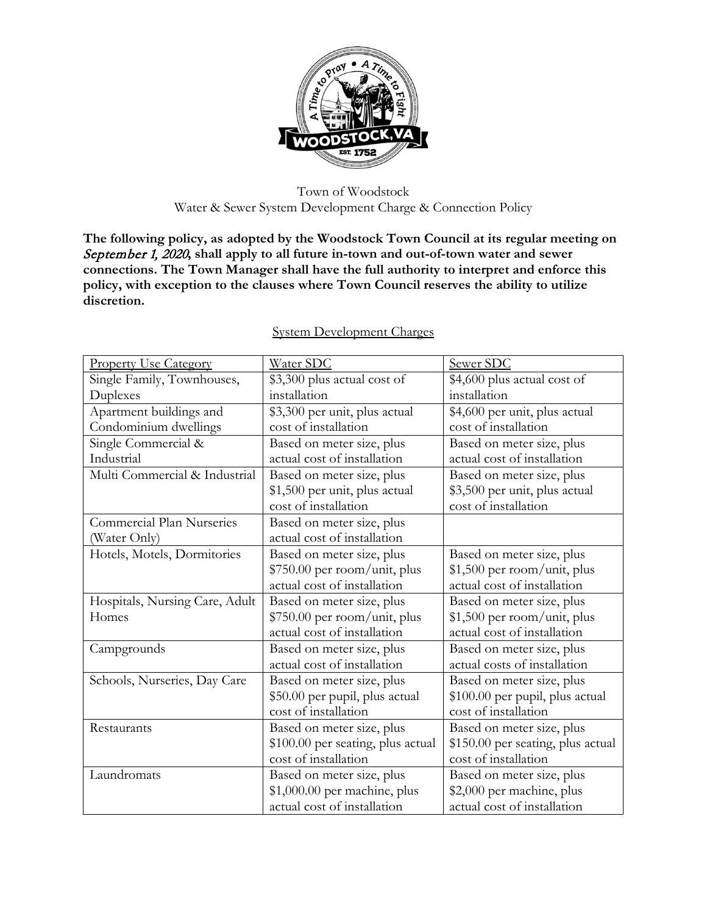Town of Woodstock
Water & Sewer System Development Charge & Connection Policy

**The following policy, as adopted by the Woodstock Town Council at its regular meeting on *September 1, 2020*, shall apply to all future in-town and out-of-town water and sewer connections. The Town Manager shall have the full authority to interpret and enforce this policy, with exception to the clauses where Town Council reserves the ability to utilize discretion.**

## System Development Charges

| Property Use Category | Water SDC | Sewer SDC |
|---|---|---|
| Single Family, Townhouses, Duplexes | $3,300 plus actual cost of installation | $4,600 plus actual cost of installation |
| Apartment buildings and Condominium dwellings | $3,300 per unit, plus actual cost of installation | $4,600 per unit, plus actual cost of installation |
| Single Commercial & Industrial | Based on meter size, plus actual cost of installation | Based on meter size, plus actual cost of installation |
| Multi Commercial & Industrial | Based on meter size, plus $1,500 per unit, plus actual cost of installation | Based on meter size, plus $3,500 per unit, plus actual cost of installation |
| Commercial Plan Nurseries (Water Only) | Based on meter size, plus actual cost of installation | |
| Hotels, Motels, Dormitories | Based on meter size, plus $750.00 per room/unit, plus actual cost of installation | Based on meter size, plus $1,500 per room/unit, plus actual cost of installation |
| Hospitals, Nursing Care, Adult Homes | Based on meter size, plus $750.00 per room/unit, plus actual cost of installation | Based on meter size, plus $1,500 per room/unit, plus actual cost of installation |
| Campgrounds | Based on meter size, plus actual cost of installation | Based on meter size, plus actual costs of installation |
| Schools, Nurseries, Day Care | Based on meter size, plus $50.00 per pupil, plus actual cost of installation | Based on meter size, plus $100.00 per pupil, plus actual cost of installation |
| Restaurants | Based on meter size, plus $100.00 per seating, plus actual cost of installation | Based on meter size, plus $150.00 per seating, plus actual cost of installation |
| Laundromats | Based on meter size, plus $1,000.00 per machine, plus actual cost of installation | Based on meter size, plus $2,000 per machine, plus actual cost of installation |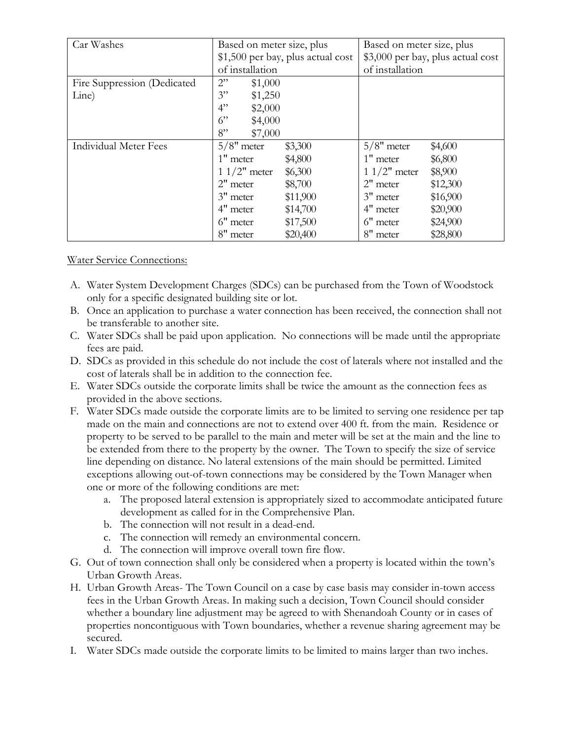| | | |
|---|---|---|
| Car Washes | Based on meter size, plus $1,500 per bay, plus actual cost of installation | Based on meter size, plus $3,000 per bay, plus actual cost of installation |
| Fire Suppression (Dedicated Line) | 2" $1,000<br>3" $1,250<br>4" $2,000<br>6" $4,000<br>8" $7,000 | |
| Individual Meter Fees | 5/8" meter $3,300<br>1" meter $4,800<br>1 1/2" meter $6,300<br>2" meter $8,700<br>3" meter $11,900<br>4" meter $14,700<br>6" meter $17,500<br>8" meter $20,400 | 5/8" meter $4,600<br>1" meter $6,800<br>1 1/2" meter $8,900<br>2" meter $12,300<br>3" meter $16,900<br>4" meter $20,900<br>6" meter $24,900<br>8" meter $28,800 |

Water Service Connections:

A. Water System Development Charges (SDCs) can be purchased from the Town of Woodstock only for a specific designated building site or lot.
B. Once an application to purchase a water connection has been received, the connection shall not be transferable to another site.
C. Water SDCs shall be paid upon application. No connections will be made until the appropriate fees are paid.
D. SDCs as provided in this schedule do not include the cost of laterals where not installed and the cost of laterals shall be in addition to the connection fee.
E. Water SDCs outside the corporate limits shall be twice the amount as the connection fees as provided in the above sections.
F. Water SDCs made outside the corporate limits are to be limited to serving one residence per tap made on the main and connections are not to extend over 400 ft. from the main. Residence or property to be served to be parallel to the main and meter will be set at the main and the line to be extended from there to the property by the owner. The Town to specify the size of service line depending on distance. No lateral extensions of the main should be permitted. Limited exceptions allowing out-of-town connections may be considered by the Town Manager when one or more of the following conditions are met:
   a. The proposed lateral extension is appropriately sized to accommodate anticipated future development as called for in the Comprehensive Plan.
   b. The connection will not result in a dead-end.
   c. The connection will remedy an environmental concern.
   d. The connection will improve overall town fire flow.
G. Out of town connection shall only be considered when a property is located within the town's Urban Growth Areas.
H. Urban Growth Areas- The Town Council on a case by case basis may consider in-town access fees in the Urban Growth Areas. In making such a decision, Town Council should consider whether a boundary line adjustment may be agreed to with Shenandoah County or in cases of properties noncontiguous with Town boundaries, whether a revenue sharing agreement may be secured.
I. Water SDCs made outside the corporate limits to be limited to mains larger than two inches.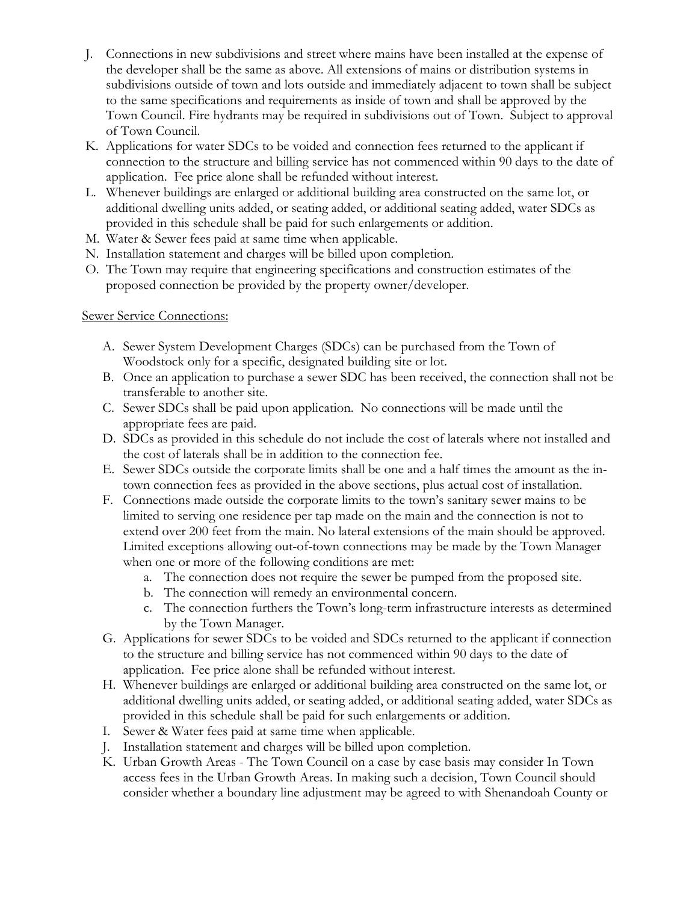J. Connections in new subdivisions and street where mains have been installed at the expense of the developer shall be the same as above. All extensions of mains or distribution systems in subdivisions outside of town and lots outside and immediately adjacent to town shall be subject to the same specifications and requirements as inside of town and shall be approved by the Town Council. Fire hydrants may be required in subdivisions out of Town. Subject to approval of Town Council.
K. Applications for water SDCs to be voided and connection fees returned to the applicant if connection to the structure and billing service has not commenced within 90 days to the date of application. Fee price alone shall be refunded without interest.
L. Whenever buildings are enlarged or additional building area constructed on the same lot, or additional dwelling units added, or seating added, or additional seating added, water SDCs as provided in this schedule shall be paid for such enlargements or addition.
M. Water & Sewer fees paid at same time when applicable.
N. Installation statement and charges will be billed upon completion.
O. The Town may require that engineering specifications and construction estimates of the proposed connection be provided by the property owner/developer.

Sewer Service Connections:

A. Sewer System Development Charges (SDCs) can be purchased from the Town of Woodstock only for a specific, designated building site or lot.
B. Once an application to purchase a sewer SDC has been received, the connection shall not be transferable to another site.
C. Sewer SDCs shall be paid upon application. No connections will be made until the appropriate fees are paid.
D. SDCs as provided in this schedule do not include the cost of laterals where not installed and the cost of laterals shall be in addition to the connection fee.
E. Sewer SDCs outside the corporate limits shall be one and a half times the amount as the in-town connection fees as provided in the above sections, plus actual cost of installation.
F. Connections made outside the corporate limits to the town's sanitary sewer mains to be limited to serving one residence per tap made on the main and the connection is not to extend over 200 feet from the main. No lateral extensions of the main should be approved. Limited exceptions allowing out-of-town connections may be made by the Town Manager when one or more of the following conditions are met:
   a. The connection does not require the sewer be pumped from the proposed site.
   b. The connection will remedy an environmental concern.
   c. The connection furthers the Town's long-term infrastructure interests as determined by the Town Manager.
G. Applications for sewer SDCs to be voided and SDCs returned to the applicant if connection to the structure and billing service has not commenced within 90 days to the date of application. Fee price alone shall be refunded without interest.
H. Whenever buildings are enlarged or additional building area constructed on the same lot, or additional dwelling units added, or seating added, or additional seating added, water SDCs as provided in this schedule shall be paid for such enlargements or addition.
I. Sewer & Water fees paid at same time when applicable.
J. Installation statement and charges will be billed upon completion.
K. Urban Growth Areas - The Town Council on a case by case basis may consider In Town access fees in the Urban Growth Areas. In making such a decision, Town Council should consider whether a boundary line adjustment may be agreed to with Shenandoah County or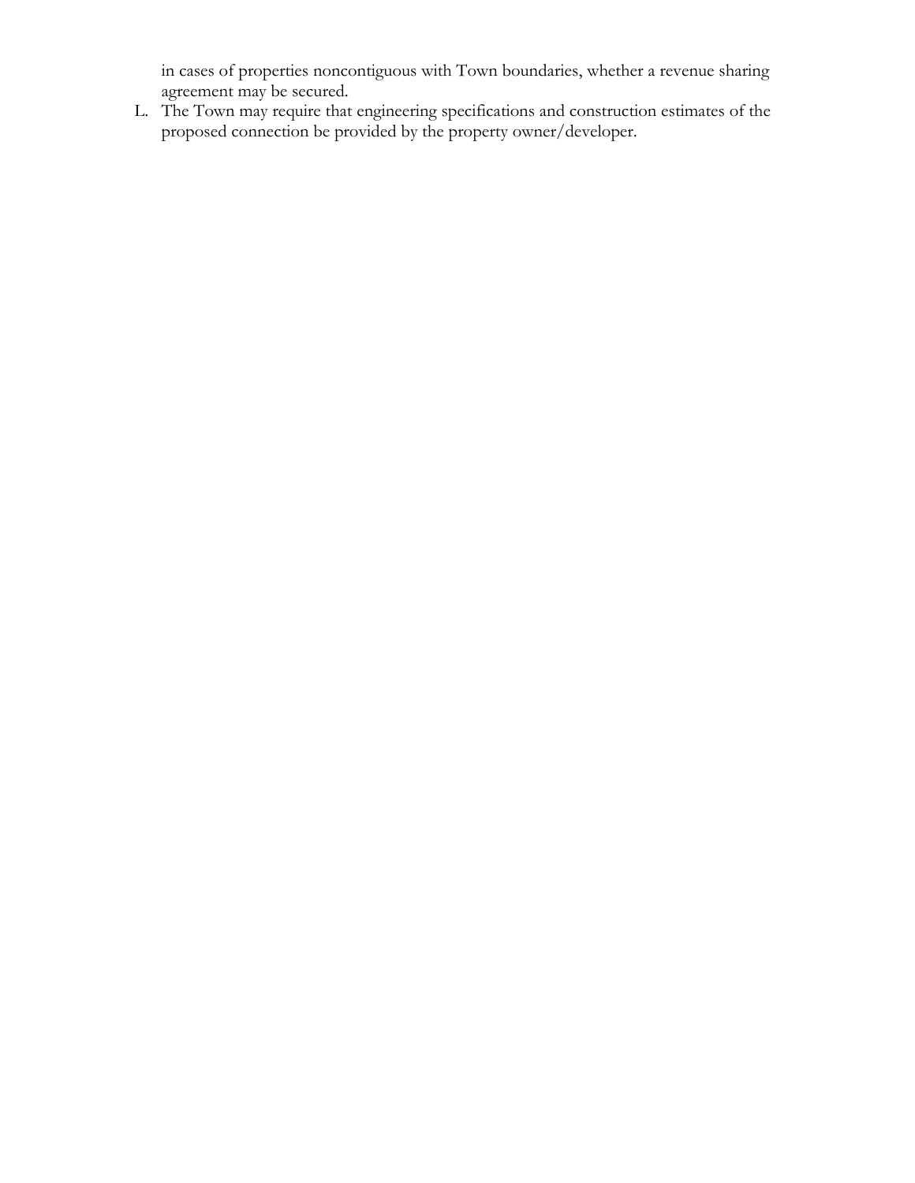in cases of properties noncontiguous with Town boundaries, whether a revenue sharing agreement may be secured.

L. The Town may require that engineering specifications and construction estimates of the proposed connection be provided by the property owner/developer.